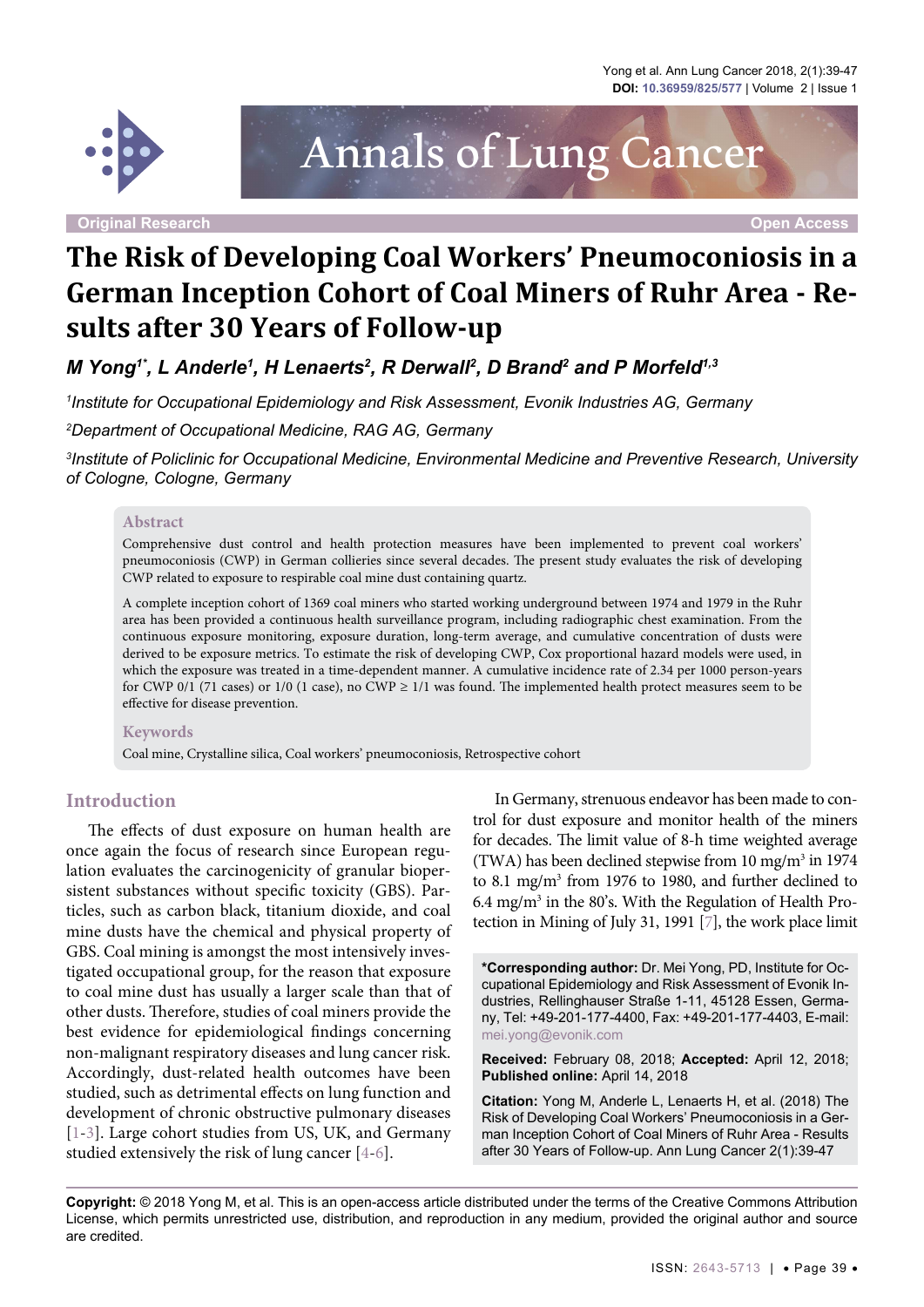Original Research

Open Access

# The Risk of Developing Coal Workers' Pneumoconiosis in a German Inception Cohort of Coal Miners of Ruhr Area - Results after 30 Years of Follow-up

***M Yong[1*], L Anderle[1], H Lenaerts[2], R Derwall[2], D Brand[2] and P Morfeld[1,3]***

*[1]Institute for Occupational Epidemiology and Risk Assessment, Evonik Industries AG, Germany*

*[2]Department of Occupational Medicine, RAG AG, Germany*

*[3]Institute of Policlinic for Occupational Medicine, Environmental Medicine and Preventive Research, University of Cologne, Cologne, Germany*

## Abstract

Comprehensive dust control and health protection measures have been implemented to prevent coal workers' pneumoconiosis (CWP) in German collieries since several decades. The present study evaluates the risk of developing CWP related to exposure to respirable coal mine dust containing quartz.

A complete inception cohort of 1369 coal miners who started working underground between 1974 and 1979 in the Ruhr area has been provided a continuous health surveillance program, including radiographic chest examination. From the continuous exposure monitoring, exposure duration, long-term average, and cumulative concentration of dusts were derived to be exposure metrics. To estimate the risk of developing CWP, Cox proportional hazard models were used, in which the exposure was treated in a time-dependent manner. A cumulative incidence rate of 2.34 per 1000 person-years for CWP 0/1 (71 cases) or 1/0 (1 case), no CWP ≥ 1/1 was found. The implemented health protect measures seem to be effective for disease prevention.

## Keywords

Coal mine, Crystalline silica, Coal workers' pneumoconiosis, Retrospective cohort

## Introduction

The effects of dust exposure on human health are once again the focus of research since European regulation evaluates the carcinogenicity of granular biopersistent substances without specific toxicity (GBS). Particles, such as carbon black, titanium dioxide, and coal mine dusts have the chemical and physical property of GBS. Coal mining is amongst the most intensively investigated occupational group, for the reason that exposure to coal mine dust has usually a larger scale than that of other dusts. Therefore, studies of coal miners provide the best evidence for epidemiological findings concerning non-malignant respiratory diseases and lung cancer risk. Accordingly, dust-related health outcomes have been studied, such as detrimental effects on lung function and development of chronic obstructive pulmonary diseases [1-3]. Large cohort studies from US, UK, and Germany studied extensively the risk of lung cancer [4-6].

In Germany, strenuous endeavor has been made to control for dust exposure and monitor health of the miners for decades. The limit value of 8-h time weighted average (TWA) has been declined stepwise from 10 mg/m$^3$ in 1974 to 8.1 mg/m$^3$ from 1976 to 1980, and further declined to 6.4 mg/m$^3$ in the 80's. With the Regulation of Health Protection in Mining of July 31, 1991 [7], the work place limit

**\*Corresponding author:** Dr. Mei Yong, PD, Institute for Occupational Epidemiology and Risk Assessment of Evonik Industries, Rellinghauser Straße 1-11, 45128 Essen, Germany, Tel: +49-201-177-4400, Fax: +49-201-177-4403, E-mail: mei.yong@evonik.com

**Received:** February 08, 2018; **Accepted:** April 12, 2018; **Published online:** April 14, 2018

**Citation:** Yong M, Anderle L, Lenaerts H, et al. (2018) The Risk of Developing Coal Workers' Pneumoconiosis in a German Inception Cohort of Coal Miners of Ruhr Area - Results after 30 Years of Follow-up. Ann Lung Cancer 2(1):39-47

**Copyright:** © 2018 Yong M, et al. This is an open-access article distributed under the terms of the Creative Commons Attribution License, which permits unrestricted use, distribution, and reproduction in any medium, provided the original author and source are credited.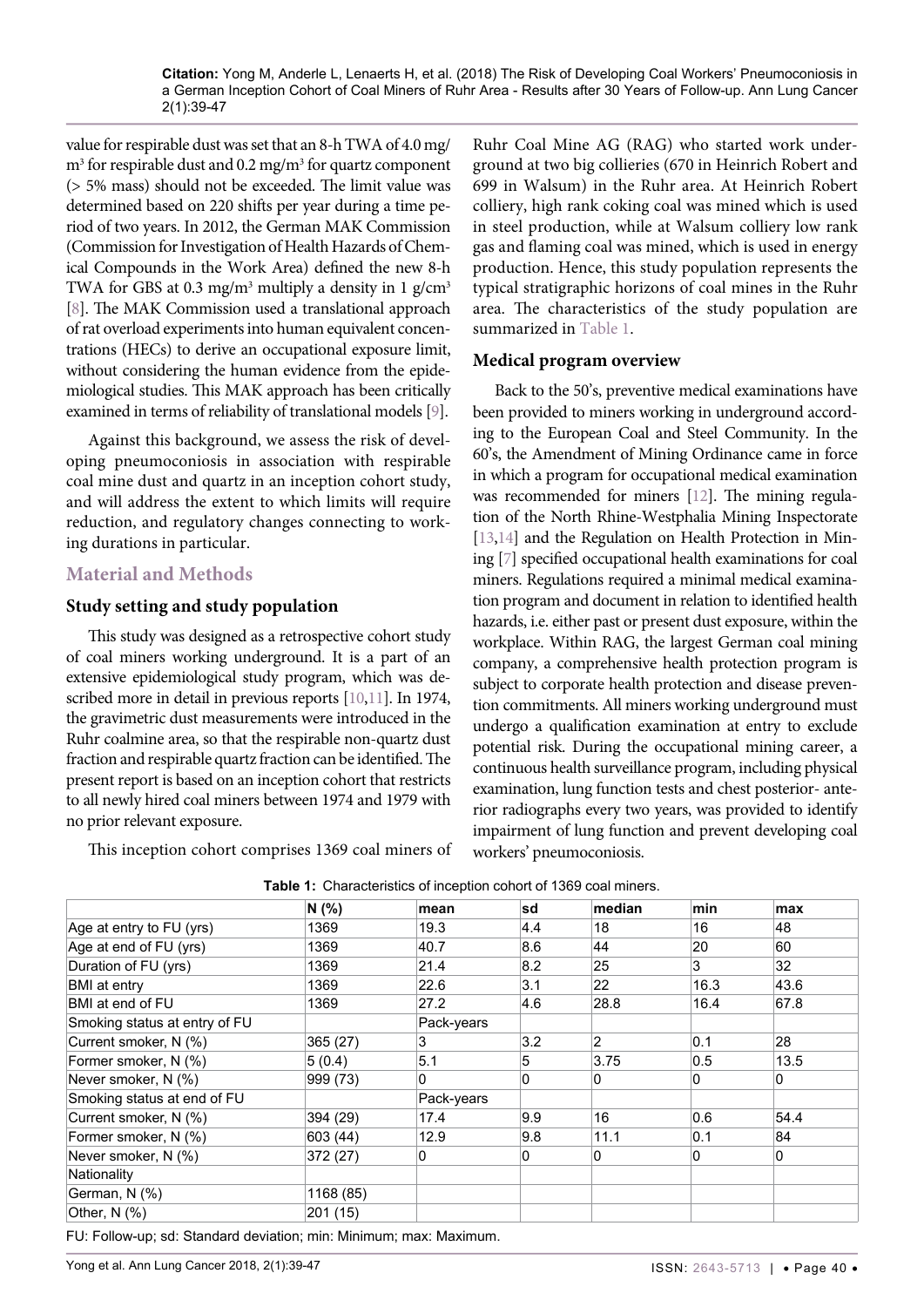value for respirable dust was set that an 8-h TWA of 4.0 mg/m$^3$ for respirable dust and 0.2 mg/m$^3$ for quartz component (> 5% mass) should not be exceeded. The limit value was determined based on 220 shifts per year during a time period of two years. In 2012, the German MAK Commission (Commission for Investigation of Health Hazards of Chemical Compounds in the Work Area) defined the new 8-h TWA for GBS at 0.3 mg/m$^3$ multiply a density in 1 g/cm$^3$ [8]. The MAK Commission used a translational approach of rat overload experiments into human equivalent concentrations (HECs) to derive an occupational exposure limit, without considering the human evidence from the epidemiological studies. This MAK approach has been critically examined in terms of reliability of translational models [9].

Against this background, we assess the risk of developing pneumoconiosis in association with respirable coal mine dust and quartz in an inception cohort study, and will address the extent to which limits will require reduction, and regulatory changes connecting to working durations in particular.

## Material and Methods

### Study setting and study population

This study was designed as a retrospective cohort study of coal miners working underground. It is a part of an extensive epidemiological study program, which was described more in detail in previous reports [10,11]. In 1974, the gravimetric dust measurements were introduced in the Ruhr coalmine area, so that the respirable non-quartz dust fraction and respirable quartz fraction can be identified. The present report is based on an inception cohort that restricts to all newly hired coal miners between 1974 and 1979 with no prior relevant exposure.

This inception cohort comprises 1369 coal miners of Ruhr Coal Mine AG (RAG) who started work underground at two big collieries (670 in Heinrich Robert and 699 in Walsum) in the Ruhr area. At Heinrich Robert colliery, high rank coking coal was mined which is used in steel production, while at Walsum colliery low rank gas and flaming coal was mined, which is used in energy production. Hence, this study population represents the typical stratigraphic horizons of coal mines in the Ruhr area. The characteristics of the study population are summarized in Table 1.

### Medical program overview

Back to the 50's, preventive medical examinations have been provided to miners working in underground according to the European Coal and Steel Community. In the 60's, the Amendment of Mining Ordinance came in force in which a program for occupational medical examination was recommended for miners [12]. The mining regulation of the North Rhine-Westphalia Mining Inspectorate [13,14] and the Regulation on Health Protection in Mining [7] specified occupational health examinations for coal miners. Regulations required a minimal medical examination program and document in relation to identified health hazards, i.e. either past or present dust exposure, within the workplace. Within RAG, the largest German coal mining company, a comprehensive health protection program is subject to corporate health protection and disease prevention commitments. All miners working underground must undergo a qualification examination at entry to exclude potential risk. During the occupational mining career, a continuous health surveillance program, including physical examination, lung function tests and chest posterior- anterior radiographs every two years, was provided to identify impairment of lung function and prevent developing coal workers' pneumoconiosis.

**Table 1:** Characteristics of inception cohort of 1369 coal miners.

| | N (%) | mean | sd | median | min | max |
|---|---|---|---|---|---|---|
| Age at entry to FU (yrs) | 1369 | 19.3 | 4.4 | 18 | 16 | 48 |
| Age at end of FU (yrs) | 1369 | 40.7 | 8.6 | 44 | 20 | 60 |
| Duration of FU (yrs) | 1369 | 21.4 | 8.2 | 25 | 3 | 32 |
| BMI at entry | 1369 | 22.6 | 3.1 | 22 | 16.3 | 43.6 |
| BMI at end of FU | 1369 | 27.2 | 4.6 | 28.8 | 16.4 | 67.8 |
| Smoking status at entry of FU | | Pack-years | | | | |
| Current smoker, N (%) | 365 (27) | 3 | 3.2 | 2 | 0.1 | 28 |
| Former smoker, N (%) | 5 (0.4) | 5.1 | 5 | 3.75 | 0.5 | 13.5 |
| Never smoker, N (%) | 999 (73) | 0 | 0 | 0 | 0 | 0 |
| Smoking status at end of FU | | Pack-years | | | | |
| Current smoker, N (%) | 394 (29) | 17.4 | 9.9 | 16 | 0.6 | 54.4 |
| Former smoker, N (%) | 603 (44) | 12.9 | 9.8 | 11.1 | 0.1 | 84 |
| Never smoker, N (%) | 372 (27) | 0 | 0 | 0 | 0 | 0 |
| Nationality | | | | | | |
| German, N (%) | 1168 (85) | | | | | |
| Other, N (%) | 201 (15) | | | | | |

FU: Follow-up; sd: Standard deviation; min: Minimum; max: Maximum.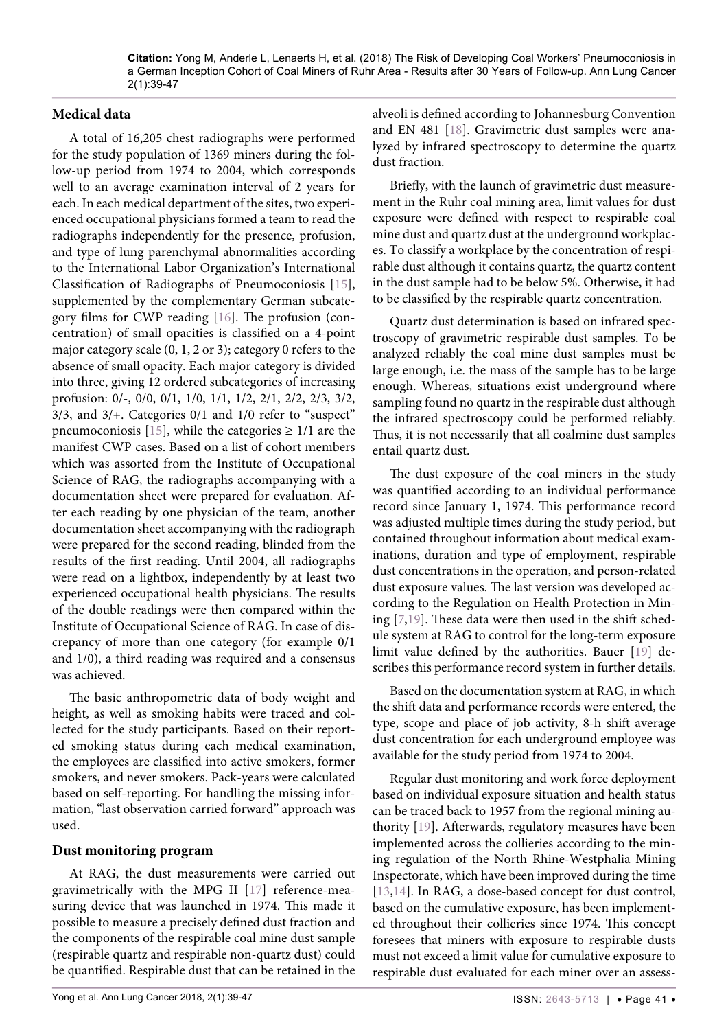## Medical data

A total of 16,205 chest radiographs were performed for the study population of 1369 miners during the follow-up period from 1974 to 2004, which corresponds well to an average examination interval of 2 years for each. In each medical department of the sites, two experienced occupational physicians formed a team to read the radiographs independently for the presence, profusion, and type of lung parenchymal abnormalities according to the International Labor Organization's International Classification of Radiographs of Pneumoconiosis [15], supplemented by the complementary German subcategory films for CWP reading [16]. The profusion (concentration) of small opacities is classified on a 4-point major category scale (0, 1, 2 or 3); category 0 refers to the absence of small opacity. Each major category is divided into three, giving 12 ordered subcategories of increasing profusion: 0/-, 0/0, 0/1, 1/0, 1/1, 1/2, 2/1, 2/2, 2/3, 3/2, 3/3, and 3/+. Categories 0/1 and 1/0 refer to "suspect" pneumoconiosis [15], while the categories ≥ 1/1 are the manifest CWP cases. Based on a list of cohort members which was assorted from the Institute of Occupational Science of RAG, the radiographs accompanying with a documentation sheet were prepared for evaluation. After each reading by one physician of the team, another documentation sheet accompanying with the radiograph were prepared for the second reading, blinded from the results of the first reading. Until 2004, all radiographs were read on a lightbox, independently by at least two experienced occupational health physicians. The results of the double readings were then compared within the Institute of Occupational Science of RAG. In case of discrepancy of more than one category (for example 0/1 and 1/0), a third reading was required and a consensus was achieved.

The basic anthropometric data of body weight and height, as well as smoking habits were traced and collected for the study participants. Based on their reported smoking status during each medical examination, the employees are classified into active smokers, former smokers, and never smokers. Pack-years were calculated based on self-reporting. For handling the missing information, "last observation carried forward" approach was used.

## Dust monitoring program

At RAG, the dust measurements were carried out gravimetrically with the MPG II [17] reference-measuring device that was launched in 1974. This made it possible to measure a precisely defined dust fraction and the components of the respirable coal mine dust sample (respirable quartz and respirable non-quartz dust) could be quantified. Respirable dust that can be retained in the alveoli is defined according to Johannesburg Convention and EN 481 [18]. Gravimetric dust samples were analyzed by infrared spectroscopy to determine the quartz dust fraction.

Briefly, with the launch of gravimetric dust measurement in the Ruhr coal mining area, limit values for dust exposure were defined with respect to respirable coal mine dust and quartz dust at the underground workplaces. To classify a workplace by the concentration of respirable dust although it contains quartz, the quartz content in the dust sample had to be below 5%. Otherwise, it had to be classified by the respirable quartz concentration.

Quartz dust determination is based on infrared spectroscopy of gravimetric respirable dust samples. To be analyzed reliably the coal mine dust samples must be large enough, i.e. the mass of the sample has to be large enough. Whereas, situations exist underground where sampling found no quartz in the respirable dust although the infrared spectroscopy could be performed reliably. Thus, it is not necessarily that all coalmine dust samples entail quartz dust.

The dust exposure of the coal miners in the study was quantified according to an individual performance record since January 1, 1974. This performance record was adjusted multiple times during the study period, but contained throughout information about medical examinations, duration and type of employment, respirable dust concentrations in the operation, and person-related dust exposure values. The last version was developed according to the Regulation on Health Protection in Mining [7,19]. These data were then used in the shift schedule system at RAG to control for the long-term exposure limit value defined by the authorities. Bauer [19] describes this performance record system in further details.

Based on the documentation system at RAG, in which the shift data and performance records were entered, the type, scope and place of job activity, 8-h shift average dust concentration for each underground employee was available for the study period from 1974 to 2004.

Regular dust monitoring and work force deployment based on individual exposure situation and health status can be traced back to 1957 from the regional mining authority [19]. Afterwards, regulatory measures have been implemented across the collieries according to the mining regulation of the North Rhine-Westphalia Mining Inspectorate, which have been improved during the time [13,14]. In RAG, a dose-based concept for dust control, based on the cumulative exposure, has been implemented throughout their collieries since 1974. This concept foresees that miners with exposure to respirable dusts must not exceed a limit value for cumulative exposure to respirable dust evaluated for each miner over an assess-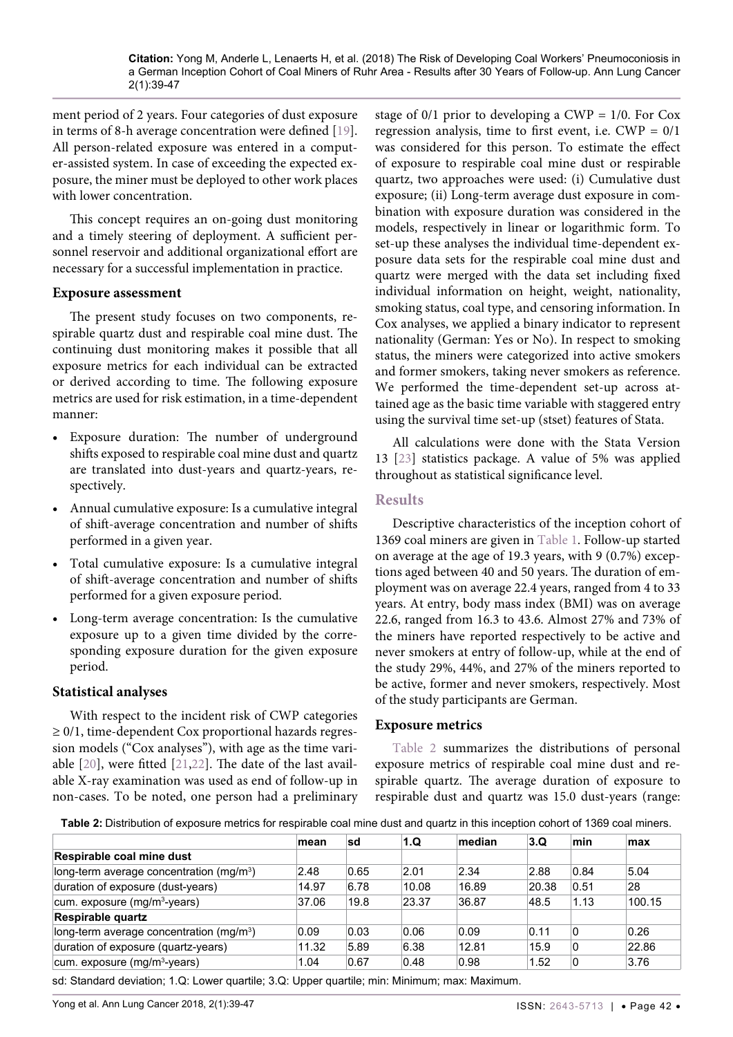ment period of 2 years. Four categories of dust exposure in terms of 8-h average concentration were defined [19]. All person-related exposure was entered in a computer-assisted system. In case of exceeding the expected exposure, the miner must be deployed to other work places with lower concentration.

This concept requires an on-going dust monitoring and a timely steering of deployment. A sufficient personnel reservoir and additional organizational effort are necessary for a successful implementation in practice.

### Exposure assessment

The present study focuses on two components, respirable quartz dust and respirable coal mine dust. The continuing dust monitoring makes it possible that all exposure metrics for each individual can be extracted or derived according to time. The following exposure metrics are used for risk estimation, in a time-dependent manner:

- Exposure duration: The number of underground shifts exposed to respirable coal mine dust and quartz are translated into dust-years and quartz-years, respectively.
- Annual cumulative exposure: Is a cumulative integral of shift-average concentration and number of shifts performed in a given year.
- Total cumulative exposure: Is a cumulative integral of shift-average concentration and number of shifts performed for a given exposure period.
- Long-term average concentration: Is the cumulative exposure up to a given time divided by the corresponding exposure duration for the given exposure period.

### Statistical analyses

With respect to the incident risk of CWP categories ≥ 0/1, time-dependent Cox proportional hazards regression models ("Cox analyses"), with age as the time variable [20], were fitted [21,22]. The date of the last available X-ray examination was used as end of follow-up in non-cases. To be noted, one person had a preliminary stage of 0/1 prior to developing a CWP = 1/0. For Cox regression analysis, time to first event, i.e. CWP = 0/1 was considered for this person. To estimate the effect of exposure to respirable coal mine dust or respirable quartz, two approaches were used: (i) Cumulative dust exposure; (ii) Long-term average dust exposure in combination with exposure duration was considered in the models, respectively in linear or logarithmic form. To set-up these analyses the individual time-dependent exposure data sets for the respirable coal mine dust and quartz were merged with the data set including fixed individual information on height, weight, nationality, smoking status, coal type, and censoring information. In Cox analyses, we applied a binary indicator to represent nationality (German: Yes or No). In respect to smoking status, the miners were categorized into active smokers and former smokers, taking never smokers as reference. We performed the time-dependent set-up across attained age as the basic time variable with staggered entry using the survival time set-up (stset) features of Stata.

All calculations were done with the Stata Version 13 [23] statistics package. A value of 5% was applied throughout as statistical significance level.

## Results

Descriptive characteristics of the inception cohort of 1369 coal miners are given in Table 1. Follow-up started on average at the age of 19.3 years, with 9 (0.7%) exceptions aged between 40 and 50 years. The duration of employment was on average 22.4 years, ranged from 4 to 33 years. At entry, body mass index (BMI) was on average 22.6, ranged from 16.3 to 43.6. Almost 27% and 73% of the miners have reported respectively to be active and never smokers at entry of follow-up, while at the end of the study 29%, 44%, and 27% of the miners reported to be active, former and never smokers, respectively. Most of the study participants are German.

### Exposure metrics

Table 2 summarizes the distributions of personal exposure metrics of respirable coal mine dust and respirable quartz. The average duration of exposure to respirable dust and quartz was 15.0 dust-years (range:

**Table 2:** Distribution of exposure metrics for respirable coal mine dust and quartz in this inception cohort of 1369 coal miners.

| | mean | sd | 1.Q | median | 3.Q | min | max |
|---|---|---|---|---|---|---|---|
| **Respirable coal mine dust** | | | | | | | |
| long-term average concentration (mg/m³) | 2.48 | 0.65 | 2.01 | 2.34 | 2.88 | 0.84 | 5.04 |
| duration of exposure (dust-years) | 14.97 | 6.78 | 10.08 | 16.89 | 20.38 | 0.51 | 28 |
| cum. exposure (mg/m³-years) | 37.06 | 19.8 | 23.37 | 36.87 | 48.5 | 1.13 | 100.15 |
| **Respirable quartz** | | | | | | | |
| long-term average concentration (mg/m³) | 0.09 | 0.03 | 0.06 | 0.09 | 0.11 | 0 | 0.26 |
| duration of exposure (quartz-years) | 11.32 | 5.89 | 6.38 | 12.81 | 15.9 | 0 | 22.86 |
| cum. exposure (mg/m³-years) | 1.04 | 0.67 | 0.48 | 0.98 | 1.52 | 0 | 3.76 |

sd: Standard deviation; 1.Q: Lower quartile; 3.Q: Upper quartile; min: Minimum; max: Maximum.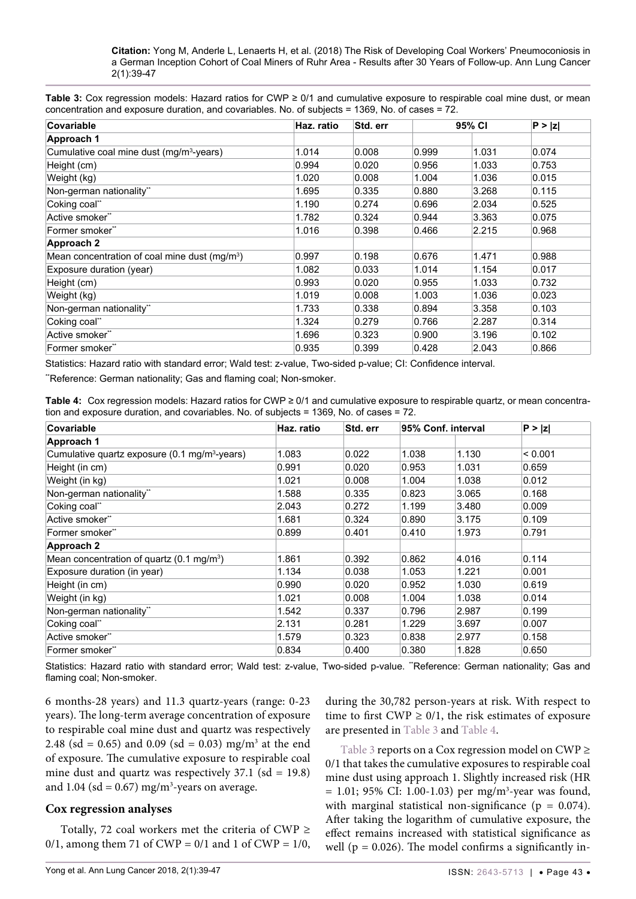**Table 3:** Cox regression models: Hazard ratios for CWP ≥ 0/1 and cumulative exposure to respirable coal mine dust, or mean concentration and exposure duration, and covariables. No. of subjects = 1369, No. of cases = 72.

| Covariable | Haz. ratio | Std. err | 95% CI | | P > \|z\| |
|---|---|---|---|---|---|
| **Approach 1** | | | | | |
| Cumulative coal mine dust ($mg/m^3$-years) | 1.014 | 0.008 | 0.999 | 1.031 | 0.074 |
| Height (cm) | 0.994 | 0.020 | 0.956 | 1.033 | 0.753 |
| Weight (kg) | 1.020 | 0.008 | 1.004 | 1.036 | 0.015 |
| Non-german nationality** | 1.695 | 0.335 | 0.880 | 3.268 | 0.115 |
| Coking coal** | 1.190 | 0.274 | 0.696 | 2.034 | 0.525 |
| Active smoker** | 1.782 | 0.324 | 0.944 | 3.363 | 0.075 |
| Former smoker** | 1.016 | 0.398 | 0.466 | 2.215 | 0.968 |
| **Approach 2** | | | | | |
| Mean concentration of coal mine dust ($mg/m^3$) | 0.997 | 0.198 | 0.676 | 1.471 | 0.988 |
| Exposure duration (year) | 1.082 | 0.033 | 1.014 | 1.154 | 0.017 |
| Height (cm) | 0.993 | 0.020 | 0.955 | 1.033 | 0.732 |
| Weight (kg) | 1.019 | 0.008 | 1.003 | 1.036 | 0.023 |
| Non-german nationality** | 1.733 | 0.338 | 0.894 | 3.358 | 0.103 |
| Coking coal** | 1.324 | 0.279 | 0.766 | 2.287 | 0.314 |
| Active smoker** | 1.696 | 0.323 | 0.900 | 3.196 | 0.102 |
| Former smoker** | 0.935 | 0.399 | 0.428 | 2.043 | 0.866 |

Statistics: Hazard ratio with standard error; Wald test: z-value, Two-sided p-value; CI: Confidence interval.

**Reference: German nationality; Gas and flaming coal; Non-smoker.

**Table 4:** Cox regression models: Hazard ratios for CWP ≥ 0/1 and cumulative exposure to respirable quartz, or mean concentration and exposure duration, and covariables. No. of subjects = 1369, No. of cases = 72.

| Covariable | Haz. ratio | Std. err | 95% Conf. interval | | P > \|z\| |
|---|---|---|---|---|---|
| **Approach 1** | | | | | |
| Cumulative quartz exposure (0.1 $mg/m^3$-years) | 1.083 | 0.022 | 1.038 | 1.130 | < 0.001 |
| Height (in cm) | 0.991 | 0.020 | 0.953 | 1.031 | 0.659 |
| Weight (in kg) | 1.021 | 0.008 | 1.004 | 1.038 | 0.012 |
| Non-german nationality** | 1.588 | 0.335 | 0.823 | 3.065 | 0.168 |
| Coking coal** | 2.043 | 0.272 | 1.199 | 3.480 | 0.009 |
| Active smoker** | 1.681 | 0.324 | 0.890 | 3.175 | 0.109 |
| Former smoker** | 0.899 | 0.401 | 0.410 | 1.973 | 0.791 |
| **Approach 2** | | | | | |
| Mean concentration of quartz (0.1 $mg/m^3$) | 1.861 | 0.392 | 0.862 | 4.016 | 0.114 |
| Exposure duration (in year) | 1.134 | 0.038 | 1.053 | 1.221 | 0.001 |
| Height (in cm) | 0.990 | 0.020 | 0.952 | 1.030 | 0.619 |
| Weight (in kg) | 1.021 | 0.008 | 1.004 | 1.038 | 0.014 |
| Non-german nationality** | 1.542 | 0.337 | 0.796 | 2.987 | 0.199 |
| Coking coal** | 2.131 | 0.281 | 1.229 | 3.697 | 0.007 |
| Active smoker** | 1.579 | 0.323 | 0.838 | 2.977 | 0.158 |
| Former smoker** | 0.834 | 0.400 | 0.380 | 1.828 | 0.650 |

Statistics: Hazard ratio with standard error; Wald test: z-value, Two-sided p-value. **Reference: German nationality; Gas and flaming coal; Non-smoker.

6 months-28 years) and 11.3 quartz-years (range: 0-23 years). The long-term average concentration of exposure to respirable coal mine dust and quartz was respectively 2.48 (sd = 0.65) and 0.09 (sd = 0.03) $mg/m^3$ at the end of exposure. The cumulative exposure to respirable coal mine dust and quartz was respectively 37.1 (sd = 19.8) and 1.04 (sd = 0.67) $mg/m^3$-years on average.

### Cox regression analyses

Totally, 72 coal workers met the criteria of CWP ≥ 0/1, among them 71 of CWP = 0/1 and 1 of CWP = 1/0, during the 30,782 person-years at risk. With respect to time to first CWP ≥ 0/1, the risk estimates of exposure are presented in Table 3 and Table 4.

Table 3 reports on a Cox regression model on CWP ≥ 0/1 that takes the cumulative exposures to respirable coal mine dust using approach 1. Slightly increased risk (HR = 1.01; 95% CI: 1.00-1.03) per $mg/m^3$-year was found, with marginal statistical non-significance ($p = 0.074$). After taking the logarithm of cumulative exposure, the effect remains increased with statistical significance as well ($p = 0.026$). The model confirms a significantly in-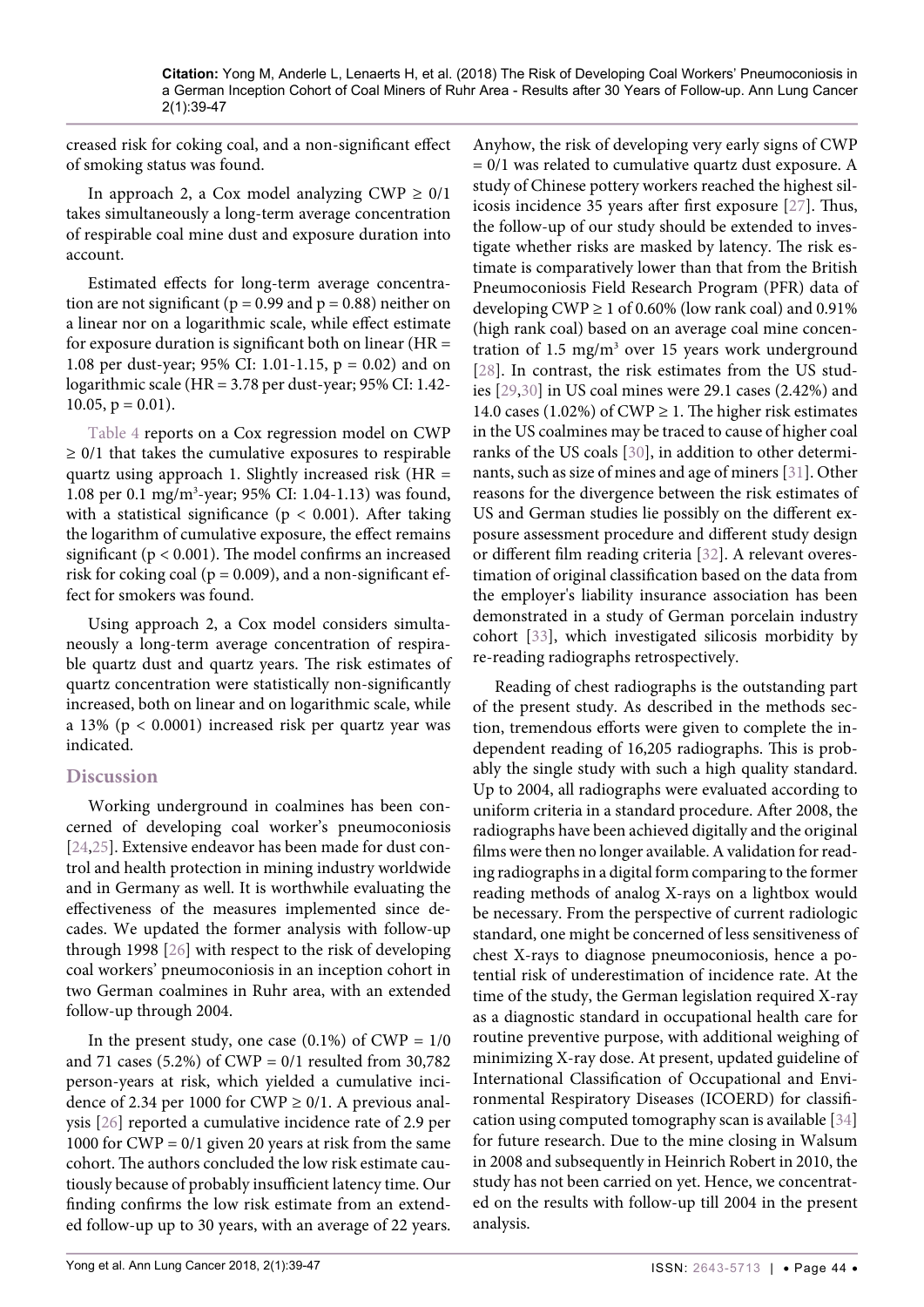creased risk for coking coal, and a non-significant effect of smoking status was found.

In approach 2, a Cox model analyzing CWP $\geq$ 0/1 takes simultaneously a long-term average concentration of respirable coal mine dust and exposure duration into account.

Estimated effects for long-term average concentration are not significant ($p = 0.99$ and $p = 0.88$) neither on a linear nor on a logarithmic scale, while effect estimate for exposure duration is significant both on linear (HR = 1.08 per dust-year; 95% CI: 1.01-1.15, $p = 0.02$) and on logarithmic scale (HR = 3.78 per dust-year; 95% CI: 1.42-10.05, $p = 0.01$).

Table 4 reports on a Cox regression model on CWP $\geq$ 0/1 that takes the cumulative exposures to respirable quartz using approach 1. Slightly increased risk (HR = 1.08 per 0.1 mg/m$^3$-year; 95% CI: 1.04-1.13) was found, with a statistical significance ($p < 0.001$). After taking the logarithm of cumulative exposure, the effect remains significant ($p < 0.001$). The model confirms an increased risk for coking coal ($p = 0.009$), and a non-significant effect for smokers was found.

Using approach 2, a Cox model considers simultaneously a long-term average concentration of respirable quartz dust and quartz years. The risk estimates of quartz concentration were statistically non-significantly increased, both on linear and on logarithmic scale, while a 13% ($p < 0.0001$) increased risk per quartz year was indicated.

## Discussion

Working underground in coalmines has been concerned of developing coal worker's pneumoconiosis [24,25]. Extensive endeavor has been made for dust control and health protection in mining industry worldwide and in Germany as well. It is worthwhile evaluating the effectiveness of the measures implemented since decades. We updated the former analysis with follow-up through 1998 [26] with respect to the risk of developing coal workers' pneumoconiosis in an inception cohort in two German coalmines in Ruhr area, with an extended follow-up through 2004.

In the present study, one case (0.1%) of CWP = 1/0 and 71 cases (5.2%) of CWP = 0/1 resulted from 30,782 person-years at risk, which yielded a cumulative incidence of 2.34 per 1000 for CWP $\geq$ 0/1. A previous analysis [26] reported a cumulative incidence rate of 2.9 per 1000 for CWP = 0/1 given 20 years at risk from the same cohort. The authors concluded the low risk estimate cautiously because of probably insufficient latency time. Our finding confirms the low risk estimate from an extended follow-up up to 30 years, with an average of 22 years. Anyhow, the risk of developing very early signs of CWP = 0/1 was related to cumulative quartz dust exposure. A study of Chinese pottery workers reached the highest silicosis incidence 35 years after first exposure [27]. Thus, the follow-up of our study should be extended to investigate whether risks are masked by latency. The risk estimate is comparatively lower than that from the British Pneumoconiosis Field Research Program (PFR) data of developing CWP $\geq$ 1 of 0.60% (low rank coal) and 0.91% (high rank coal) based on an average coal mine concentration of 1.5 mg/m$^3$ over 15 years work underground [28]. In contrast, the risk estimates from the US studies [29,30] in US coal mines were 29.1 cases (2.42%) and 14.0 cases (1.02%) of CWP $\geq$ 1. The higher risk estimates in the US coalmines may be traced to cause of higher coal ranks of the US coals [30], in addition to other determinants, such as size of mines and age of miners [31]. Other reasons for the divergence between the risk estimates of US and German studies lie possibly on the different exposure assessment procedure and different study design or different film reading criteria [32]. A relevant overestimation of original classification based on the data from the employer's liability insurance association has been demonstrated in a study of German porcelain industry cohort [33], which investigated silicosis morbidity by re-reading radiographs retrospectively.

Reading of chest radiographs is the outstanding part of the present study. As described in the methods section, tremendous efforts were given to complete the independent reading of 16,205 radiographs. This is probably the single study with such a high quality standard. Up to 2004, all radiographs were evaluated according to uniform criteria in a standard procedure. After 2008, the radiographs have been achieved digitally and the original films were then no longer available. A validation for reading radiographs in a digital form comparing to the former reading methods of analog X-rays on a lightbox would be necessary. From the perspective of current radiologic standard, one might be concerned of less sensitiveness of chest X-rays to diagnose pneumoconiosis, hence a potential risk of underestimation of incidence rate. At the time of the study, the German legislation required X-ray as a diagnostic standard in occupational health care for routine preventive purpose, with additional weighing of minimizing X-ray dose. At present, updated guideline of International Classification of Occupational and Environmental Respiratory Diseases (ICOERD) for classification using computed tomography scan is available [34] for future research. Due to the mine closing in Walsum in 2008 and subsequently in Heinrich Robert in 2010, the study has not been carried on yet. Hence, we concentrated on the results with follow-up till 2004 in the present analysis.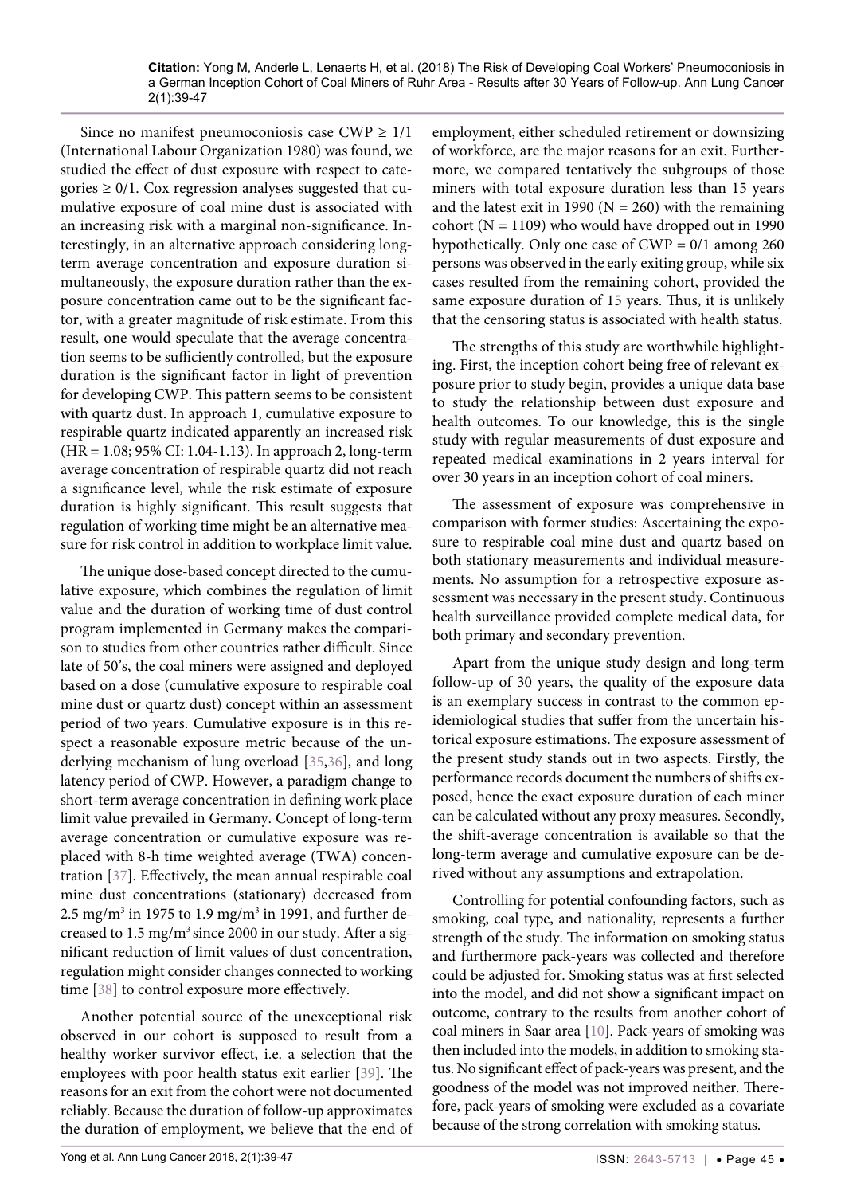Since no manifest pneumoconiosis case CWP ≥ 1/1 (International Labour Organization 1980) was found, we studied the effect of dust exposure with respect to categories ≥ 0/1. Cox regression analyses suggested that cumulative exposure of coal mine dust is associated with an increasing risk with a marginal non-significance. Interestingly, in an alternative approach considering long-term average concentration and exposure duration simultaneously, the exposure duration rather than the exposure concentration came out to be the significant factor, with a greater magnitude of risk estimate. From this result, one would speculate that the average concentration seems to be sufficiently controlled, but the exposure duration is the significant factor in light of prevention for developing CWP. This pattern seems to be consistent with quartz dust. In approach 1, cumulative exposure to respirable quartz indicated apparently an increased risk (HR = 1.08; 95% CI: 1.04-1.13). In approach 2, long-term average concentration of respirable quartz did not reach a significance level, while the risk estimate of exposure duration is highly significant. This result suggests that regulation of working time might be an alternative measure for risk control in addition to workplace limit value.

The unique dose-based concept directed to the cumulative exposure, which combines the regulation of limit value and the duration of working time of dust control program implemented in Germany makes the comparison to studies from other countries rather difficult. Since late of 50's, the coal miners were assigned and deployed based on a dose (cumulative exposure to respirable coal mine dust or quartz dust) concept within an assessment period of two years. Cumulative exposure is in this respect a reasonable exposure metric because of the underlying mechanism of lung overload [35,36], and long latency period of CWP. However, a paradigm change to short-term average concentration in defining work place limit value prevailed in Germany. Concept of long-term average concentration or cumulative exposure was replaced with 8-h time weighted average (TWA) concentration [37]. Effectively, the mean annual respirable coal mine dust concentrations (stationary) decreased from 2.5 $mg/m^3$ in 1975 to 1.9 $mg/m^3$ in 1991, and further decreased to 1.5 $mg/m^3$ since 2000 in our study. After a significant reduction of limit values of dust concentration, regulation might consider changes connected to working time [38] to control exposure more effectively.

Another potential source of the unexceptional risk observed in our cohort is supposed to result from a healthy worker survivor effect, i.e. a selection that the employees with poor health status exit earlier [39]. The reasons for an exit from the cohort were not documented reliably. Because the duration of follow-up approximates the duration of employment, we believe that the end of employment, either scheduled retirement or downsizing of workforce, are the major reasons for an exit. Furthermore, we compared tentatively the subgroups of those miners with total exposure duration less than 15 years and the latest exit in 1990 (N = 260) with the remaining cohort (N = 1109) who would have dropped out in 1990 hypothetically. Only one case of CWP = 0/1 among 260 persons was observed in the early exiting group, while six cases resulted from the remaining cohort, provided the same exposure duration of 15 years. Thus, it is unlikely that the censoring status is associated with health status.

The strengths of this study are worthwhile highlighting. First, the inception cohort being free of relevant exposure prior to study begin, provides a unique data base to study the relationship between dust exposure and health outcomes. To our knowledge, this is the single study with regular measurements of dust exposure and repeated medical examinations in 2 years interval for over 30 years in an inception cohort of coal miners.

The assessment of exposure was comprehensive in comparison with former studies: Ascertaining the exposure to respirable coal mine dust and quartz based on both stationary measurements and individual measurements. No assumption for a retrospective exposure assessment was necessary in the present study. Continuous health surveillance provided complete medical data, for both primary and secondary prevention.

Apart from the unique study design and long-term follow-up of 30 years, the quality of the exposure data is an exemplary success in contrast to the common epidemiological studies that suffer from the uncertain historical exposure estimations. The exposure assessment of the present study stands out in two aspects. Firstly, the performance records document the numbers of shifts exposed, hence the exact exposure duration of each miner can be calculated without any proxy measures. Secondly, the shift-average concentration is available so that the long-term average and cumulative exposure can be derived without any assumptions and extrapolation.

Controlling for potential confounding factors, such as smoking, coal type, and nationality, represents a further strength of the study. The information on smoking status and furthermore pack-years was collected and therefore could be adjusted for. Smoking status was at first selected into the model, and did not show a significant impact on outcome, contrary to the results from another cohort of coal miners in Saar area [10]. Pack-years of smoking was then included into the models, in addition to smoking status. No significant effect of pack-years was present, and the goodness of the model was not improved neither. Therefore, pack-years of smoking were excluded as a covariate because of the strong correlation with smoking status.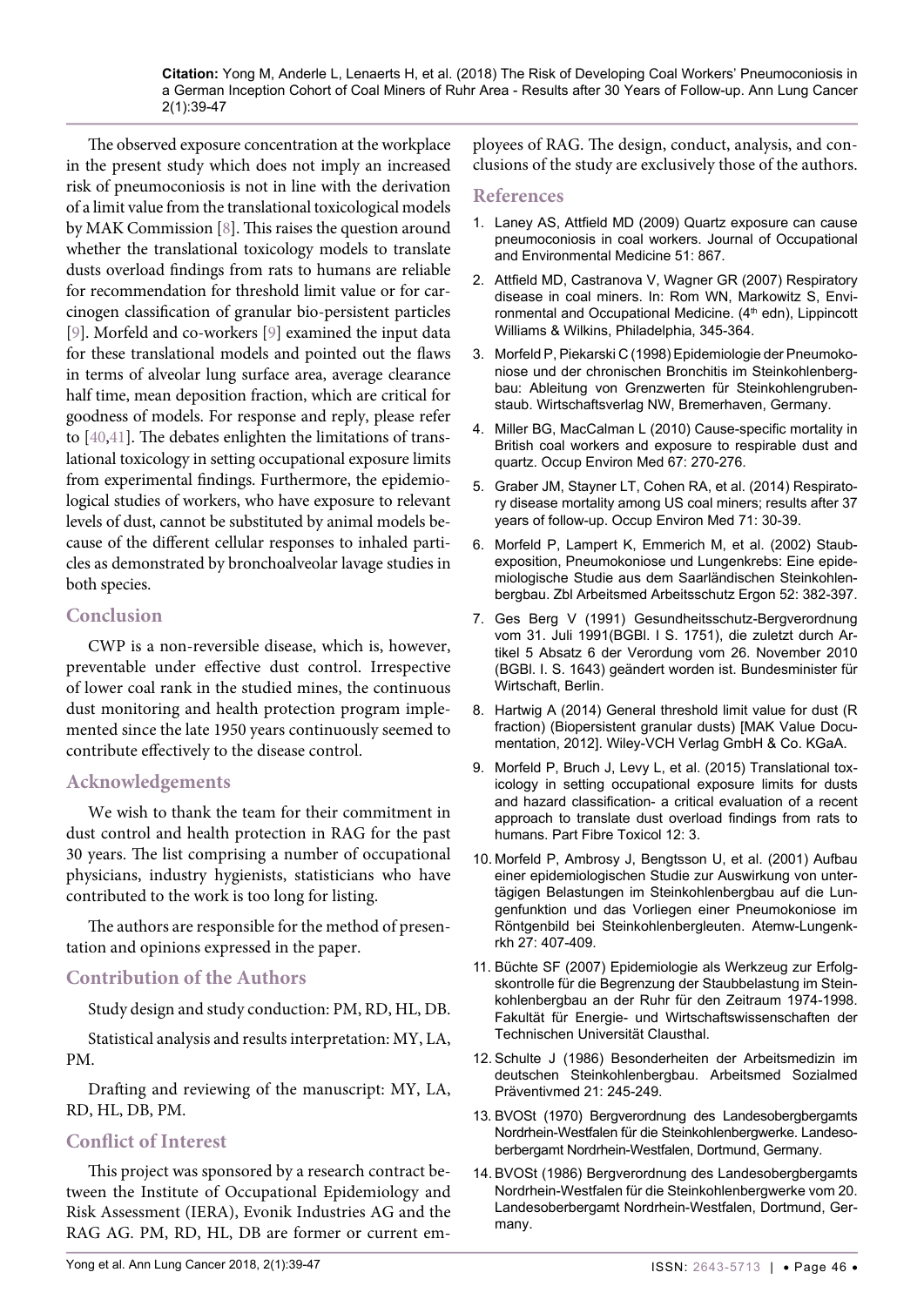The observed exposure concentration at the workplace in the present study which does not imply an increased risk of pneumoconiosis is not in line with the derivation of a limit value from the translational toxicological models by MAK Commission [8]. This raises the question around whether the translational toxicology models to translate dusts overload findings from rats to humans are reliable for recommendation for threshold limit value or for carcinogen classification of granular bio-persistent particles [9]. Morfeld and co-workers [9] examined the input data for these translational models and pointed out the flaws in terms of alveolar lung surface area, average clearance half time, mean deposition fraction, which are critical for goodness of models. For response and reply, please refer to [40,41]. The debates enlighten the limitations of translational toxicology in setting occupational exposure limits from experimental findings. Furthermore, the epidemiological studies of workers, who have exposure to relevant levels of dust, cannot be substituted by animal models because of the different cellular responses to inhaled particles as demonstrated by bronchoalveolar lavage studies in both species.

## Conclusion

CWP is a non-reversible disease, which is, however, preventable under effective dust control. Irrespective of lower coal rank in the studied mines, the continuous dust monitoring and health protection program implemented since the late 1950 years continuously seemed to contribute effectively to the disease control.

## Acknowledgements

We wish to thank the team for their commitment in dust control and health protection in RAG for the past 30 years. The list comprising a number of occupational physicians, industry hygienists, statisticians who have contributed to the work is too long for listing.

The authors are responsible for the method of presentation and opinions expressed in the paper.

## Contribution of the Authors

Study design and study conduction: PM, RD, HL, DB.

Statistical analysis and results interpretation: MY, LA, PM.

Drafting and reviewing of the manuscript: MY, LA, RD, HL, DB, PM.

## Conflict of Interest

This project was sponsored by a research contract between the Institute of Occupational Epidemiology and Risk Assessment (IERA), Evonik Industries AG and the RAG AG. PM, RD, HL, DB are former or current employees of RAG. The design, conduct, analysis, and conclusions of the study are exclusively those of the authors.

## References

1. Laney AS, Attfield MD (2009) Quartz exposure can cause pneumoconiosis in coal workers. Journal of Occupational and Environmental Medicine 51: 867.
2. Attfield MD, Castranova V, Wagner GR (2007) Respiratory disease in coal miners. In: Rom WN, Markowitz S, Environmental and Occupational Medicine. (4th edn), Lippincott Williams & Wilkins, Philadelphia, 345-364.
3. Morfeld P, Piekarski C (1998) Epidemiologie der Pneumokoniose und der chronischen Bronchitis im Steinkohlenbergbau: Ableitung von Grenzwerten für Steinkohlengrubenstaub. Wirtschaftsverlag NW, Bremerhaven, Germany.
4. Miller BG, MacCalman L (2010) Cause-specific mortality in British coal workers and exposure to respirable dust and quartz. Occup Environ Med 67: 270-276.
5. Graber JM, Stayner LT, Cohen RA, et al. (2014) Respiratory disease mortality among US coal miners; results after 37 years of follow-up. Occup Environ Med 71: 30-39.
6. Morfeld P, Lampert K, Emmerich M, et al. (2002) Staubexposition, Pneumokoniose und Lungenkrebs: Eine epidemiologische Studie aus dem Saarländischen Steinkohlenbergbau. Zbl Arbeitsmed Arbeitsschutz Ergon 52: 382-397.
7. Ges Berg V (1991) Gesundheitsschutz-Bergverordnung vom 31. Juli 1991(BGBl. I S. 1751), die zuletzt durch Artikel 5 Absatz 6 der Verordnung vom 26. November 2010 (BGBl. I. S. 1643) geändert worden ist. Bundesminister für Wirtschaft, Berlin.
8. Hartwig A (2014) General threshold limit value for dust (R fraction) (Biopersistent granular dusts) [MAK Value Documentation, 2012]. Wiley-VCH Verlag GmbH & Co. KGaA.
9. Morfeld P, Bruch J, Levy L, et al. (2015) Translational toxicology in setting occupational exposure limits for dusts and hazard classification- a critical evaluation of a recent approach to translate dust overload findings from rats to humans. Part Fibre Toxicol 12: 3.
10. Morfeld P, Ambrosy J, Bengtsson U, et al. (2001) Aufbau einer epidemiologischen Studie zur Auswirkung von untertägigen Belastungen im Steinkohlenbergbau auf die Lungenfunktion und das Vorliegen einer Pneumokoniose im Röntgenbild bei Steinkohlenbergleuten. Atemw-Lungenkrkh 27: 407-409.
11. Büchte SF (2007) Epidemiologie als Werkzeug zur Erfolgskontrolle für die Begrenzung der Staubbelastung im Steinkohlenbergbau an der Ruhr für den Zeitraum 1974-1998. Fakultät für Energie- und Wirtschaftswissenschaften der Technischen Universität Clausthal.
12. Schulte J (1986) Besonderheiten der Arbeitsmedizin im deutschen Steinkohlenbergbau. Arbeitsmed Sozialmed Präventivmed 21: 245-249.
13. BVOSt (1970) Bergverordnung des Landesobergbergamts Nordrhein-Westfalen für die Steinkohlenbergwerke. Landesoberbergamt Nordrhein-Westfalen, Dortmund, Germany.
14. BVOSt (1986) Bergverordnung des Landesobergbergamts Nordrhein-Westfalen für die Steinkohlenbergwerke vom 20. Landesoberbergamt Nordrhein-Westfalen, Dortmund, Germany.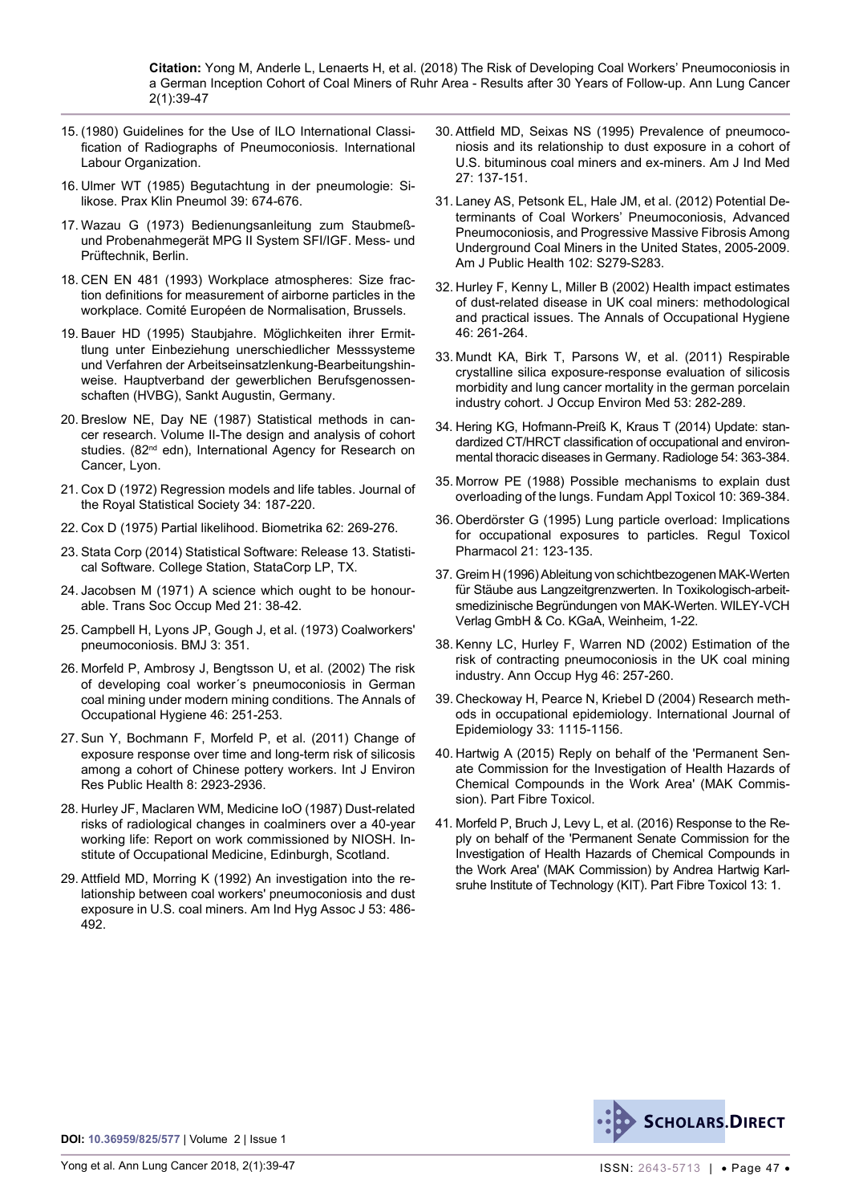15. (1980) Guidelines for the Use of ILO International Classification of Radiographs of Pneumoconiosis. International Labour Organization.

16. Ulmer WT (1985) Begutachtung in der pneumologie: Silikose. Prax Klin Pneumol 39: 674-676.

17. Wazau G (1973) Bedienungsanleitung zum Staubmeß- und Probenahmegerät MPG II System SFI/IGF. Mess- und Prüftechnik, Berlin.

18. CEN EN 481 (1993) Workplace atmospheres: Size fraction definitions for measurement of airborne particles in the workplace. Comité Européen de Normalisation, Brussels.

19. Bauer HD (1995) Staubjahre. Möglichkeiten ihrer Ermittlung unter Einbeziehung unterschiedlicher Messsysteme und Verfahren der Arbeitseinsatzlenkung-Bearbeitungshinweise. Hauptverband der gewerblichen Berufsgenossenschaften (HVBG), Sankt Augustin, Germany.

20. Breslow NE, Day NE (1987) Statistical methods in cancer research. Volume II-The design and analysis of cohort studies. (82nd edn), International Agency for Research on Cancer, Lyon.

21. Cox D (1972) Regression models and life tables. Journal of the Royal Statistical Society 34: 187-220.

22. Cox D (1975) Partial likelihood. Biometrika 62: 269-276.

23. Stata Corp (2014) Statistical Software: Release 13. Statistical Software. College Station, StataCorp LP, TX.

24. Jacobsen M (1971) A science which ought to be honourable. Trans Soc Occup Med 21: 38-42.

25. Campbell H, Lyons JP, Gough J, et al. (1973) Coalworkers' pneumoconiosis. BMJ 3: 351.

26. Morfeld P, Ambrosy J, Bengtsson U, et al. (2002) The risk of developing coal worker´s pneumoconiosis in German coal mining under modern mining conditions. The Annals of Occupational Hygiene 46: 251-253.

27. Sun Y, Bochmann F, Morfeld P, et al. (2011) Change of exposure response over time and long-term risk of silicosis among a cohort of Chinese pottery workers. Int J Environ Res Public Health 8: 2923-2936.

28. Hurley JF, Maclaren WM, Medicine IoO (1987) Dust-related risks of radiological changes in coalminers over a 40-year working life: Report on work commissioned by NIOSH. Institute of Occupational Medicine, Edinburgh, Scotland.

29. Attfield MD, Morring K (1992) An investigation into the relationship between coal workers' pneumoconiosis and dust exposure in U.S. coal miners. Am Ind Hyg Assoc J 53: 486-492.

30. Attfield MD, Seixas NS (1995) Prevalence of pneumoconiosis and its relationship to dust exposure in a cohort of U.S. bituminous coal miners and ex-miners. Am J Ind Med 27: 137-151.

31. Laney AS, Petsonk EL, Hale JM, et al. (2012) Potential Determinants of Coal Workers' Pneumoconiosis, Advanced Pneumoconiosis, and Progressive Massive Fibrosis Among Underground Coal Miners in the United States, 2005-2009. Am J Public Health 102: S279-S283.

32. Hurley F, Kenny L, Miller B (2002) Health impact estimates of dust-related disease in UK coal miners: methodological and practical issues. The Annals of Occupational Hygiene 46: 261-264.

33. Mundt KA, Birk T, Parsons W, et al. (2011) Respirable crystalline silica exposure-response evaluation of silicosis morbidity and lung cancer mortality in the german porcelain industry cohort. J Occup Environ Med 53: 282-289.

34. Hering KG, Hofmann-Preiß K, Kraus T (2014) Update: standardized CT/HRCT classification of occupational and environmental thoracic diseases in Germany. Radiologe 54: 363-384.

35. Morrow PE (1988) Possible mechanisms to explain dust overloading of the lungs. Fundam Appl Toxicol 10: 369-384.

36. Oberdörster G (1995) Lung particle overload: Implications for occupational exposures to particles. Regul Toxicol Pharmacol 21: 123-135.

37. Greim H (1996) Ableitung von schichtbezogenen MAK-Werten für Stäube aus Langzeitgrenzwerten. In Toxikologisch-arbeitsmedizinische Begründungen von MAK-Werten. WILEY-VCH Verlag GmbH & Co. KGaA, Weinheim, 1-22.

38. Kenny LC, Hurley F, Warren ND (2002) Estimation of the risk of contracting pneumoconiosis in the UK coal mining industry. Ann Occup Hyg 46: 257-260.

39. Checkoway H, Pearce N, Kriebel D (2004) Research methods in occupational epidemiology. International Journal of Epidemiology 33: 1115-1156.

40. Hartwig A (2015) Reply on behalf of the 'Permanent Senate Commission for the Investigation of Health Hazards of Chemical Compounds in the Work Area' (MAK Commission). Part Fibre Toxicol.

41. Morfeld P, Bruch J, Levy L, et al. (2016) Response to the Reply on behalf of the 'Permanent Senate Commission for the Investigation of Health Hazards of Chemical Compounds in the Work Area' (MAK Commission) by Andrea Hartwig Karlsruhe Institute of Technology (KIT). Part Fibre Toxicol 13: 1.